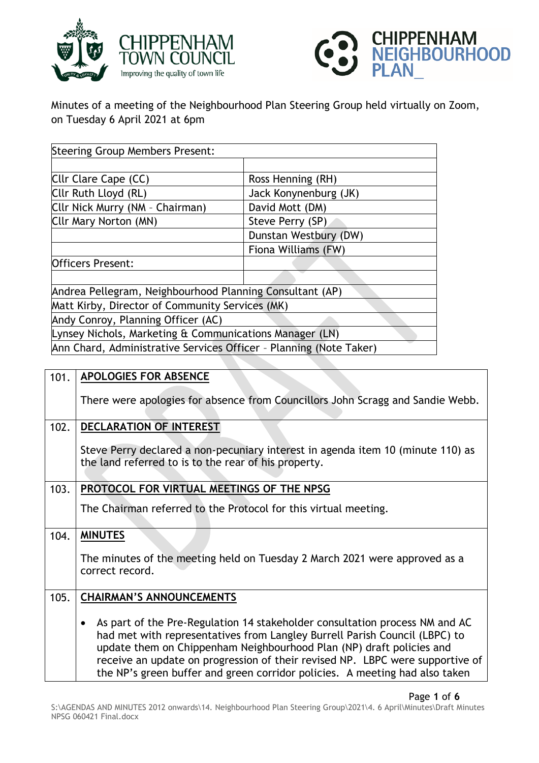Minutes of a meeting of the Neighbourhood Plan Steering Group held virtually on Zoom, on Tuesday 6 April 2021 at 6pm

| Steering Group Members Present: | |
|---|---|
| | |
| Cllr Clare Cape (CC) | Ross Henning (RH) |
| Cllr Ruth Lloyd (RL) | Jack Konynenburg (JK) |
| Cllr Nick Murry (NM – Chairman) | David Mott (DM) |
| Cllr Mary Norton (MN) | Steve Perry (SP) |
| | Dunstan Westbury (DW) |
| | Fiona Williams (FW) |
| Officers Present: | |
| | |
| Andrea Pellegram, Neighbourhood Planning Consultant (AP) | |
| Matt Kirby, Director of Community Services (MK) | |
| Andy Conroy, Planning Officer (AC) | |
| Lynsey Nichols, Marketing & Communications Manager (LN) | |
| Ann Chard, Administrative Services Officer – Planning (Note Taker) | |

| | |
|---|---|
| 101. | **APOLOGIES FOR ABSENCE**<br><br>There were apologies for absence from Councillors John Scragg and Sandie Webb. |
| 102. | **DECLARATION OF INTEREST**<br><br>Steve Perry declared a non-pecuniary interest in agenda item 10 (minute 110) as the land referred to is to the rear of his property. |
| 103. | **PROTOCOL FOR VIRTUAL MEETINGS OF THE NPSG**<br><br>The Chairman referred to the Protocol for this virtual meeting. |
| 104. | **MINUTES**<br><br>The minutes of the meeting held on Tuesday 2 March 2021 were approved as a correct record. |
| 105. | **CHAIRMAN'S ANNOUNCEMENTS**<br><br>• As part of the Pre-Regulation 14 stakeholder consultation process NM and AC had met with representatives from Langley Burrell Parish Council (LBPC) to update them on Chippenham Neighbourhood Plan (NP) draft policies and receive an update on progression of their revised NP. LBPC were supportive of the NP's green buffer and green corridor policies. A meeting had also taken |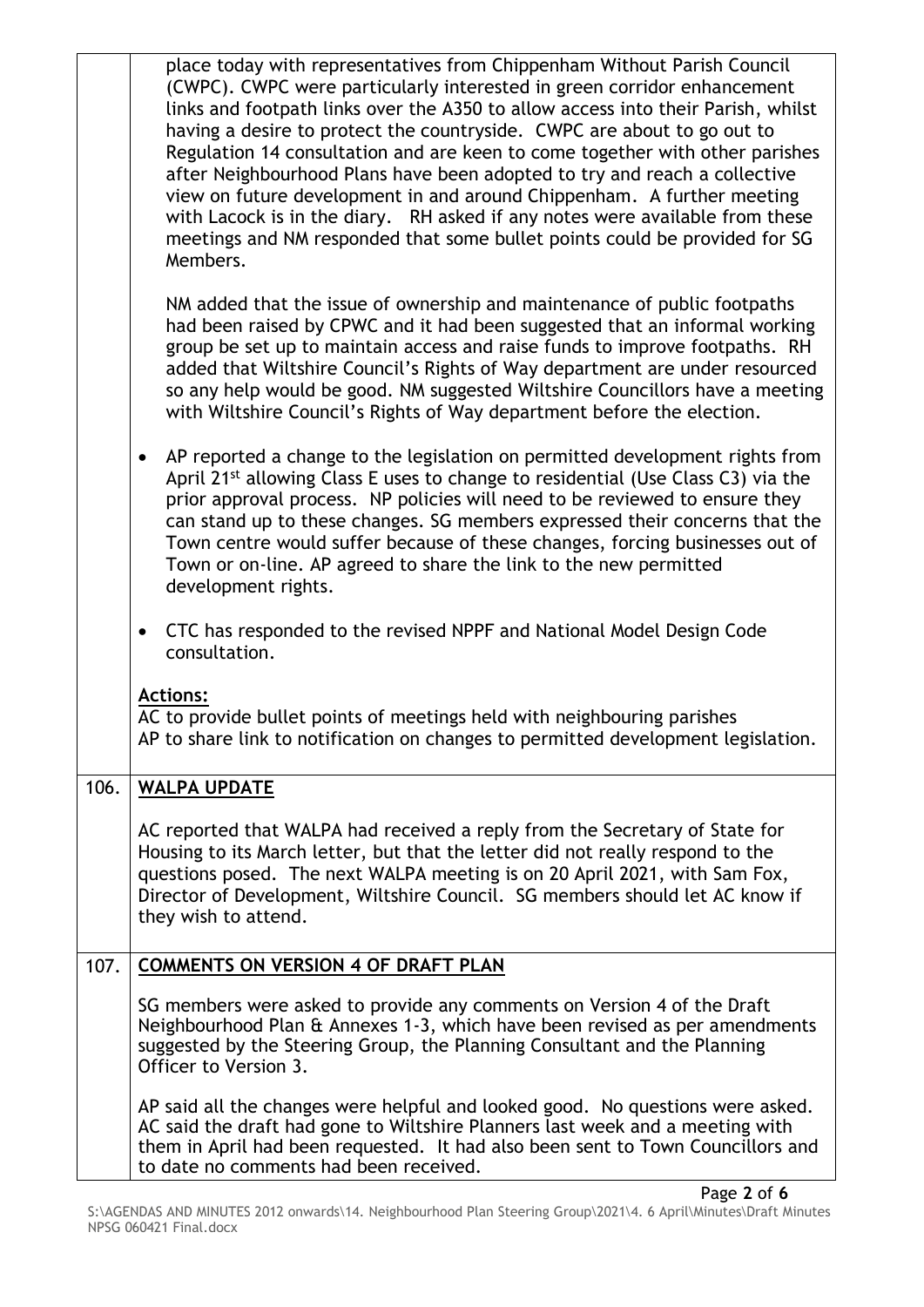|  |  |
|---|---|
|  | place today with representatives from Chippenham Without Parish Council (CWPC). CWPC were particularly interested in green corridor enhancement links and footpath links over the A350 to allow access into their Parish, whilst having a desire to protect the countryside. CWPC are about to go out to Regulation 14 consultation and are keen to come together with other parishes after Neighbourhood Plans have been adopted to try and reach a collective view on future development in and around Chippenham. A further meeting with Lacock is in the diary. RH asked if any notes were available from these meetings and NM responded that some bullet points could be provided for SG Members.<br><br>NM added that the issue of ownership and maintenance of public footpaths had been raised by CPWC and it had been suggested that an informal working group be set up to maintain access and raise funds to improve footpaths. RH added that Wiltshire Council's Rights of Way department are under resourced so any help would be good. NM suggested Wiltshire Councillors have a meeting with Wiltshire Council's Rights of Way department before the election.<br><br>• AP reported a change to the legislation on permitted development rights from April 21st allowing Class E uses to change to residential (Use Class C3) via the prior approval process. NP policies will need to be reviewed to ensure they can stand up to these changes. SG members expressed their concerns that the Town centre would suffer because of these changes, forcing businesses out of Town or on-line. AP agreed to share the link to the new permitted development rights.<br><br>• CTC has responded to the revised NPPF and National Model Design Code consultation.<br><br>**Actions:**<br>AC to provide bullet points of meetings held with neighbouring parishes<br>AP to share link to notification on changes to permitted development legislation. |
| 106. | **WALPA UPDATE**<br><br>AC reported that WALPA had received a reply from the Secretary of State for Housing to its March letter, but that the letter did not really respond to the questions posed. The next WALPA meeting is on 20 April 2021, with Sam Fox, Director of Development, Wiltshire Council. SG members should let AC know if they wish to attend. |
| 107. | **COMMENTS ON VERSION 4 OF DRAFT PLAN**<br><br>SG members were asked to provide any comments on Version 4 of the Draft Neighbourhood Plan & Annexes 1-3, which have been revised as per amendments suggested by the Steering Group, the Planning Consultant and the Planning Officer to Version 3.<br><br>AP said all the changes were helpful and looked good. No questions were asked. AC said the draft had gone to Wiltshire Planners last week and a meeting with them in April had been requested. It had also been sent to Town Councillors and to date no comments had been received. |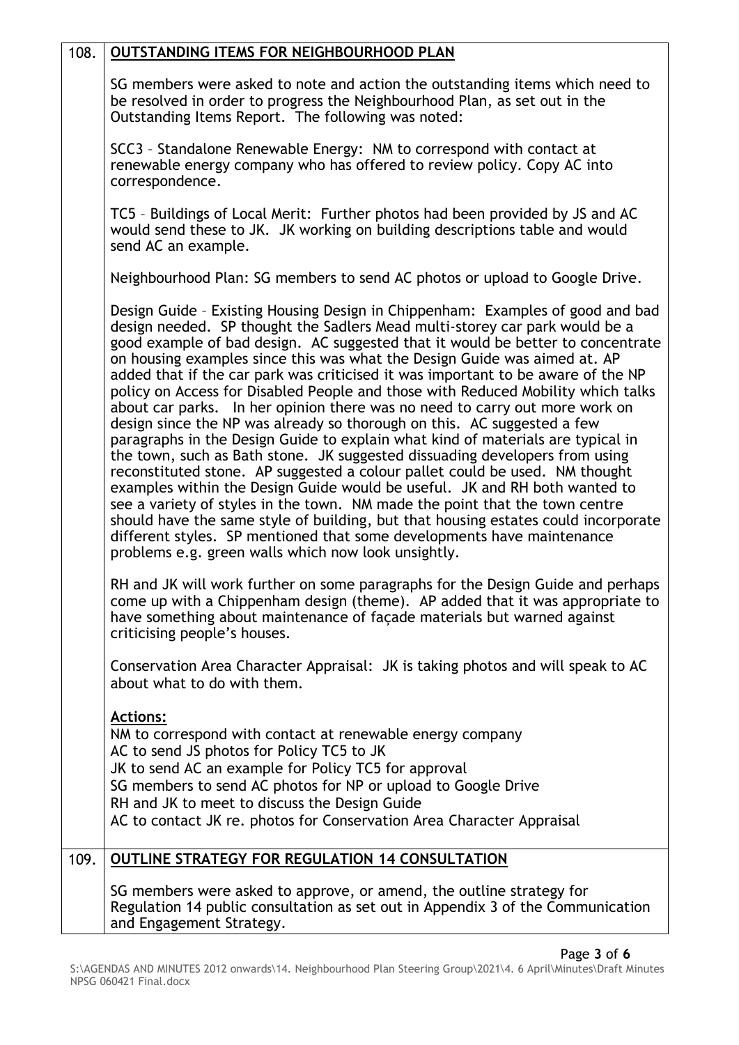| | |
|---|---|
| 108. | **OUTSTANDING ITEMS FOR NEIGHBOURHOOD PLAN** |

SG members were asked to note and action the outstanding items which need to be resolved in order to progress the Neighbourhood Plan, as set out in the Outstanding Items Report. The following was noted:

SCC3 – Standalone Renewable Energy: NM to correspond with contact at renewable energy company who has offered to review policy. Copy AC into correspondence.

TC5 – Buildings of Local Merit: Further photos had been provided by JS and AC would send these to JK. JK working on building descriptions table and would send AC an example.

Neighbourhood Plan: SG members to send AC photos or upload to Google Drive.

Design Guide – Existing Housing Design in Chippenham: Examples of good and bad design needed. SP thought the Sadlers Mead multi-storey car park would be a good example of bad design. AC suggested that it would be better to concentrate on housing examples since this was what the Design Guide was aimed at. AP added that if the car park was criticised it was important to be aware of the NP policy on Access for Disabled People and those with Reduced Mobility which talks about car parks. In her opinion there was no need to carry out more work on design since the NP was already so thorough on this. AC suggested a few paragraphs in the Design Guide to explain what kind of materials are typical in the town, such as Bath stone. JK suggested dissuading developers from using reconstituted stone. AP suggested a colour pallet could be used. NM thought examples within the Design Guide would be useful. JK and RH both wanted to see a variety of styles in the town. NM made the point that the town centre should have the same style of building, but that housing estates could incorporate different styles. SP mentioned that some developments have maintenance problems e.g. green walls which now look unsightly.

RH and JK will work further on some paragraphs for the Design Guide and perhaps come up with a Chippenham design (theme). AP added that it was appropriate to have something about maintenance of façade materials but warned against criticising people's houses.

Conservation Area Character Appraisal: JK is taking photos and will speak to AC about what to do with them.

**Actions:**
NM to correspond with contact at renewable energy company
AC to send JS photos for Policy TC5 to JK
JK to send AC an example for Policy TC5 for approval
SG members to send AC photos for NP or upload to Google Drive
RH and JK to meet to discuss the Design Guide
AC to contact JK re. photos for Conservation Area Character Appraisal

| | |
|---|---|
| 109. | **OUTLINE STRATEGY FOR REGULATION 14 CONSULTATION** |

SG members were asked to approve, or amend, the outline strategy for Regulation 14 public consultation as set out in Appendix 3 of the Communication and Engagement Strategy.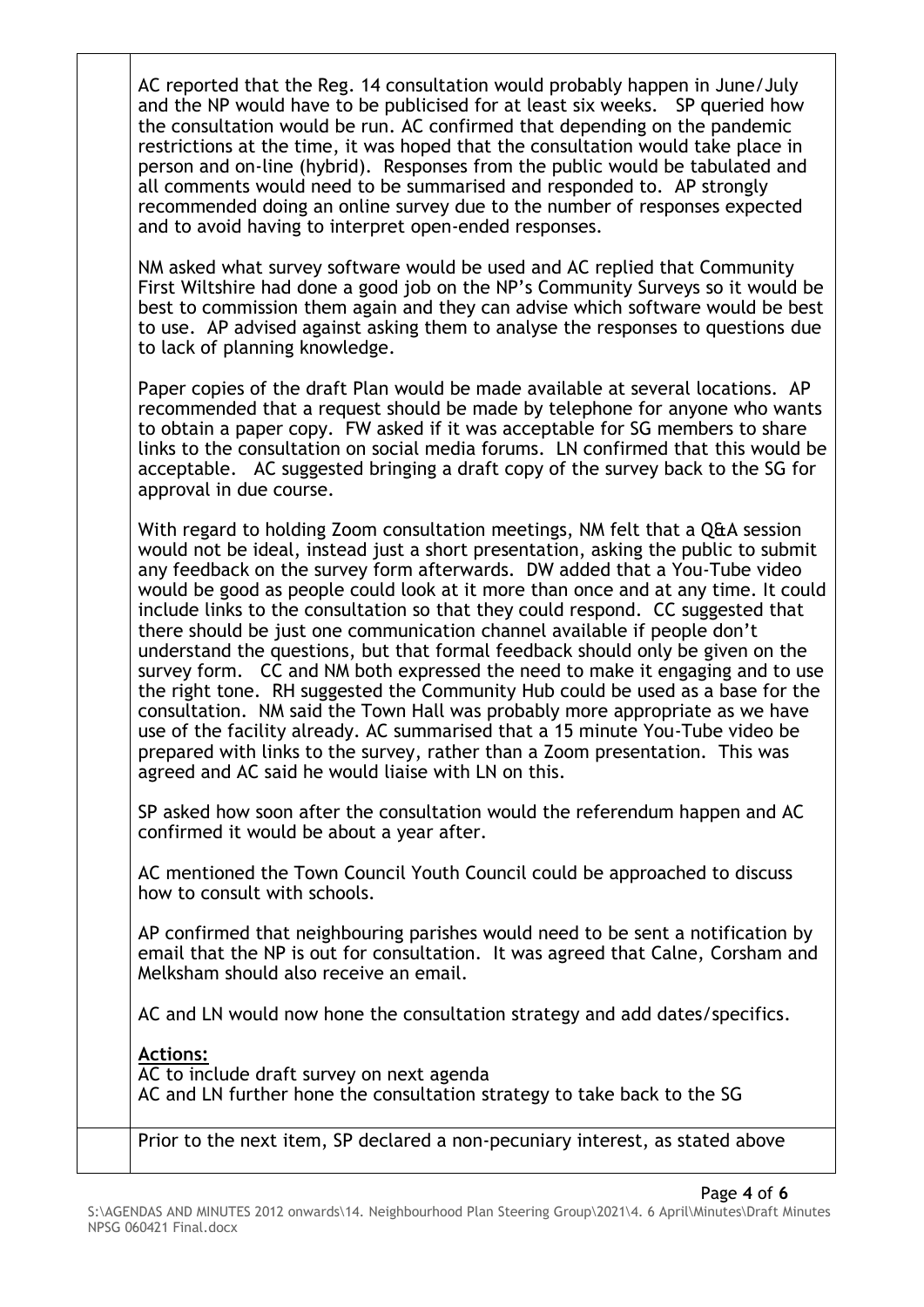AC reported that the Reg. 14 consultation would probably happen in June/July and the NP would have to be publicised for at least six weeks. SP queried how the consultation would be run. AC confirmed that depending on the pandemic restrictions at the time, it was hoped that the consultation would take place in person and on-line (hybrid). Responses from the public would be tabulated and all comments would need to be summarised and responded to. AP strongly recommended doing an online survey due to the number of responses expected and to avoid having to interpret open-ended responses.

NM asked what survey software would be used and AC replied that Community First Wiltshire had done a good job on the NP's Community Surveys so it would be best to commission them again and they can advise which software would be best to use. AP advised against asking them to analyse the responses to questions due to lack of planning knowledge.

Paper copies of the draft Plan would be made available at several locations. AP recommended that a request should be made by telephone for anyone who wants to obtain a paper copy. FW asked if it was acceptable for SG members to share links to the consultation on social media forums. LN confirmed that this would be acceptable. AC suggested bringing a draft copy of the survey back to the SG for approval in due course.

With regard to holding Zoom consultation meetings, NM felt that a Q&A session would not be ideal, instead just a short presentation, asking the public to submit any feedback on the survey form afterwards. DW added that a You-Tube video would be good as people could look at it more than once and at any time. It could include links to the consultation so that they could respond. CC suggested that there should be just one communication channel available if people don't understand the questions, but that formal feedback should only be given on the survey form. CC and NM both expressed the need to make it engaging and to use the right tone. RH suggested the Community Hub could be used as a base for the consultation. NM said the Town Hall was probably more appropriate as we have use of the facility already. AC summarised that a 15 minute You-Tube video be prepared with links to the survey, rather than a Zoom presentation. This was agreed and AC said he would liaise with LN on this.

SP asked how soon after the consultation would the referendum happen and AC confirmed it would be about a year after.

AC mentioned the Town Council Youth Council could be approached to discuss how to consult with schools.

AP confirmed that neighbouring parishes would need to be sent a notification by email that the NP is out for consultation. It was agreed that Calne, Corsham and Melksham should also receive an email.

AC and LN would now hone the consultation strategy and add dates/specifics.

**Actions:**
AC to include draft survey on next agenda
AC and LN further hone the consultation strategy to take back to the SG

Prior to the next item, SP declared a non-pecuniary interest, as stated above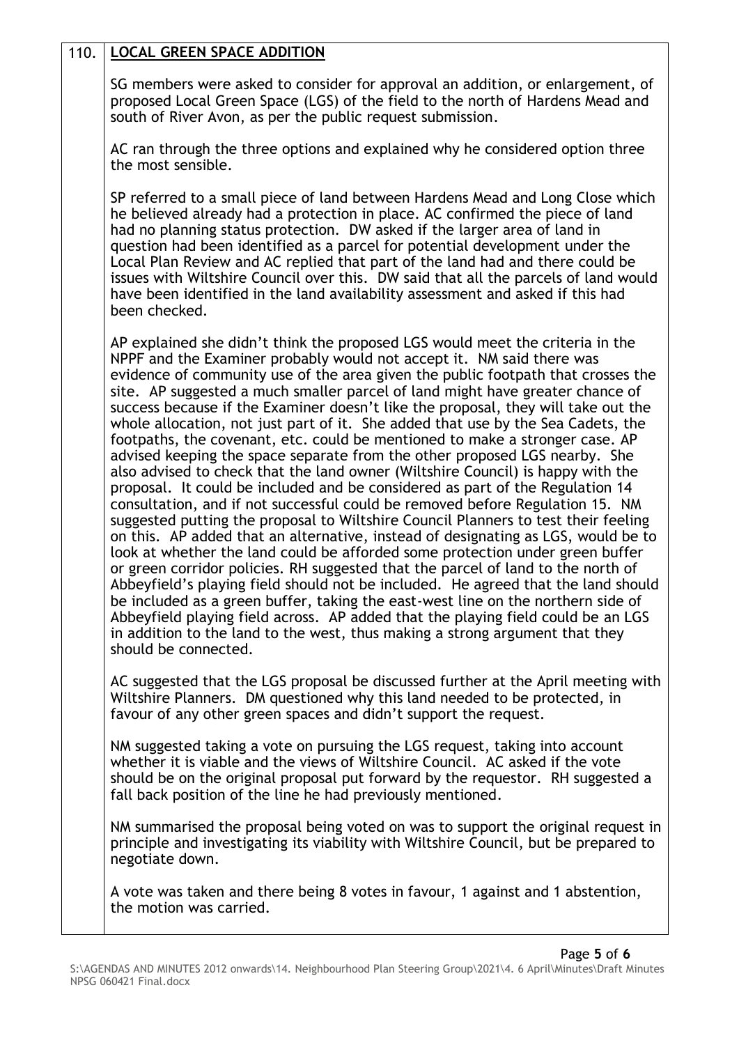**110. LOCAL GREEN SPACE ADDITION**

SG members were asked to consider for approval an addition, or enlargement, of proposed Local Green Space (LGS) of the field to the north of Hardens Mead and south of River Avon, as per the public request submission.

AC ran through the three options and explained why he considered option three the most sensible.

SP referred to a small piece of land between Hardens Mead and Long Close which he believed already had a protection in place. AC confirmed the piece of land had no planning status protection. DW asked if the larger area of land in question had been identified as a parcel for potential development under the Local Plan Review and AC replied that part of the land had and there could be issues with Wiltshire Council over this. DW said that all the parcels of land would have been identified in the land availability assessment and asked if this had been checked.

AP explained she didn't think the proposed LGS would meet the criteria in the NPPF and the Examiner probably would not accept it. NM said there was evidence of community use of the area given the public footpath that crosses the site. AP suggested a much smaller parcel of land might have greater chance of success because if the Examiner doesn't like the proposal, they will take out the whole allocation, not just part of it. She added that use by the Sea Cadets, the footpaths, the covenant, etc. could be mentioned to make a stronger case. AP advised keeping the space separate from the other proposed LGS nearby. She also advised to check that the land owner (Wiltshire Council) is happy with the proposal. It could be included and be considered as part of the Regulation 14 consultation, and if not successful could be removed before Regulation 15. NM suggested putting the proposal to Wiltshire Council Planners to test their feeling on this. AP added that an alternative, instead of designating as LGS, would be to look at whether the land could be afforded some protection under green buffer or green corridor policies. RH suggested that the parcel of land to the north of Abbeyfield's playing field should not be included. He agreed that the land should be included as a green buffer, taking the east-west line on the northern side of Abbeyfield playing field across. AP added that the playing field could be an LGS in addition to the land to the west, thus making a strong argument that they should be connected.

AC suggested that the LGS proposal be discussed further at the April meeting with Wiltshire Planners. DM questioned why this land needed to be protected, in favour of any other green spaces and didn't support the request.

NM suggested taking a vote on pursuing the LGS request, taking into account whether it is viable and the views of Wiltshire Council. AC asked if the vote should be on the original proposal put forward by the requestor. RH suggested a fall back position of the line he had previously mentioned.

NM summarised the proposal being voted on was to support the original request in principle and investigating its viability with Wiltshire Council, but be prepared to negotiate down.

A vote was taken and there being 8 votes in favour, 1 against and 1 abstention, the motion was carried.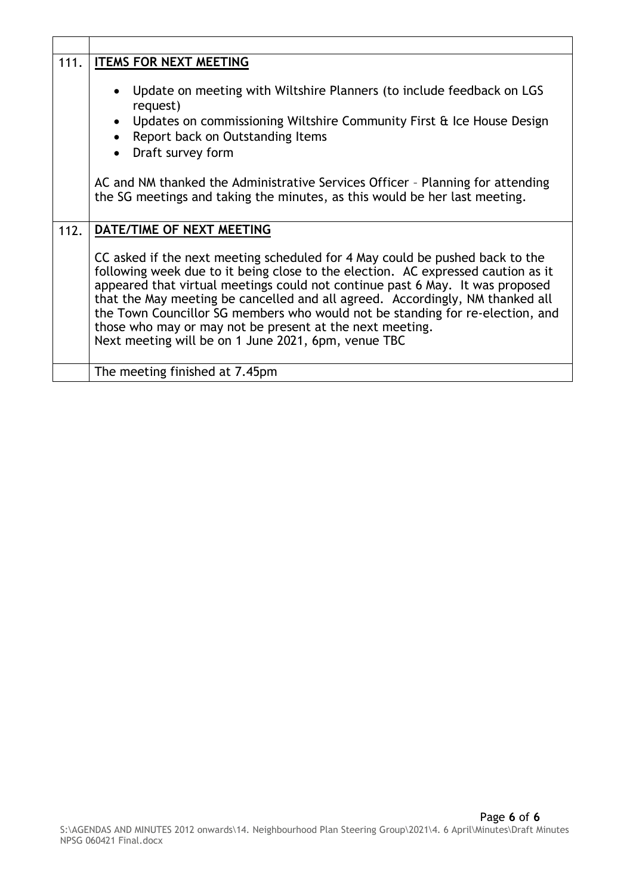| | |
|---|---|
| | |
| 111. | **ITEMS FOR NEXT MEETING**<br><br>• Update on meeting with Wiltshire Planners (to include feedback on LGS request)<br>• Updates on commissioning Wiltshire Community First & Ice House Design<br>• Report back on Outstanding Items<br>• Draft survey form<br><br>AC and NM thanked the Administrative Services Officer – Planning for attending the SG meetings and taking the minutes, as this would be her last meeting. |
| 112. | **DATE/TIME OF NEXT MEETING**<br><br>CC asked if the next meeting scheduled for 4 May could be pushed back to the following week due to it being close to the election. AC expressed caution as it appeared that virtual meetings could not continue past 6 May. It was proposed that the May meeting be cancelled and all agreed. Accordingly, NM thanked all the Town Councillor SG members who would not be standing for re-election, and those who may or may not be present at the next meeting.<br>Next meeting will be on 1 June 2021, 6pm, venue TBC |
| | The meeting finished at 7.45pm |

S:\AGENDAS AND MINUTES 2012 onwards\14. Neighbourhood Plan Steering Group\2021\4. 6 April\Minutes\Draft Minutes NPSG 060421 Final.docx